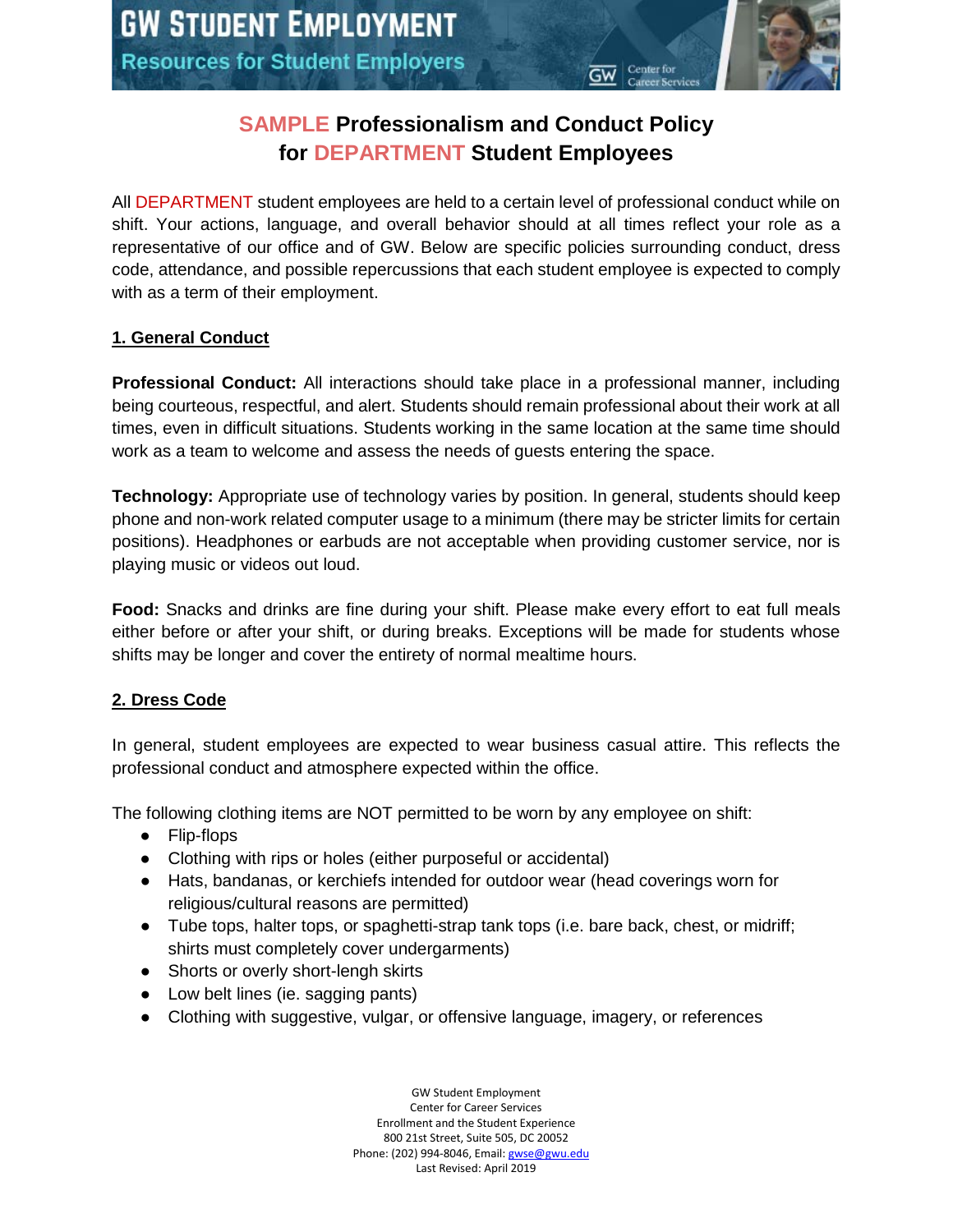# GW STUDENT EMPLOYMENT

## Resources for Student Employers

# SAMPLE Professionalism and Conduct Policy for DEPARTMENT Student Employees

All DEPARTMENT student employees are held to a certain level of professional conduct while on shift. Your actions, language, and overall behavior should at all times reflect your role as a representative of our office and of GW. Below are specific policies surrounding conduct, dress code, attendance, and possible repercussions that each student employee is expected to comply with as a term of their employment.

## 1. General Conduct

**Professional Conduct:** All interactions should take place in a professional manner, including being courteous, respectful, and alert. Students should remain professional about their work at all times, even in difficult situations. Students working in the same location at the same time should work as a team to welcome and assess the needs of guests entering the space.

**Technology:** Appropriate use of technology varies by position. In general, students should keep phone and non-work related computer usage to a minimum (there may be stricter limits for certain positions). Headphones or earbuds are not acceptable when providing customer service, nor is playing music or videos out loud.

**Food:** Snacks and drinks are fine during your shift. Please make every effort to eat full meals either before or after your shift, or during breaks. Exceptions will be made for students whose shifts may be longer and cover the entirety of normal mealtime hours.

## 2. Dress Code

In general, student employees are expected to wear business casual attire. This reflects the professional conduct and atmosphere expected within the office.

The following clothing items are NOT permitted to be worn by any employee on shift:

- Flip-flops
- Clothing with rips or holes (either purposeful or accidental)
- Hats, bandanas, or kerchiefs intended for outdoor wear (head coverings worn for religious/cultural reasons are permitted)
- Tube tops, halter tops, or spaghetti-strap tank tops (i.e. bare back, chest, or midriff; shirts must completely cover undergarments)
- Shorts or overly short-lengh skirts
- Low belt lines (ie. sagging pants)
- Clothing with suggestive, vulgar, or offensive language, imagery, or references

GW Student Employment
Center for Career Services
Enrollment and the Student Experience
800 21st Street, Suite 505, DC 20052
Phone: (202) 994-8046, Email: gwse@gwu.edu
Last Revised: April 2019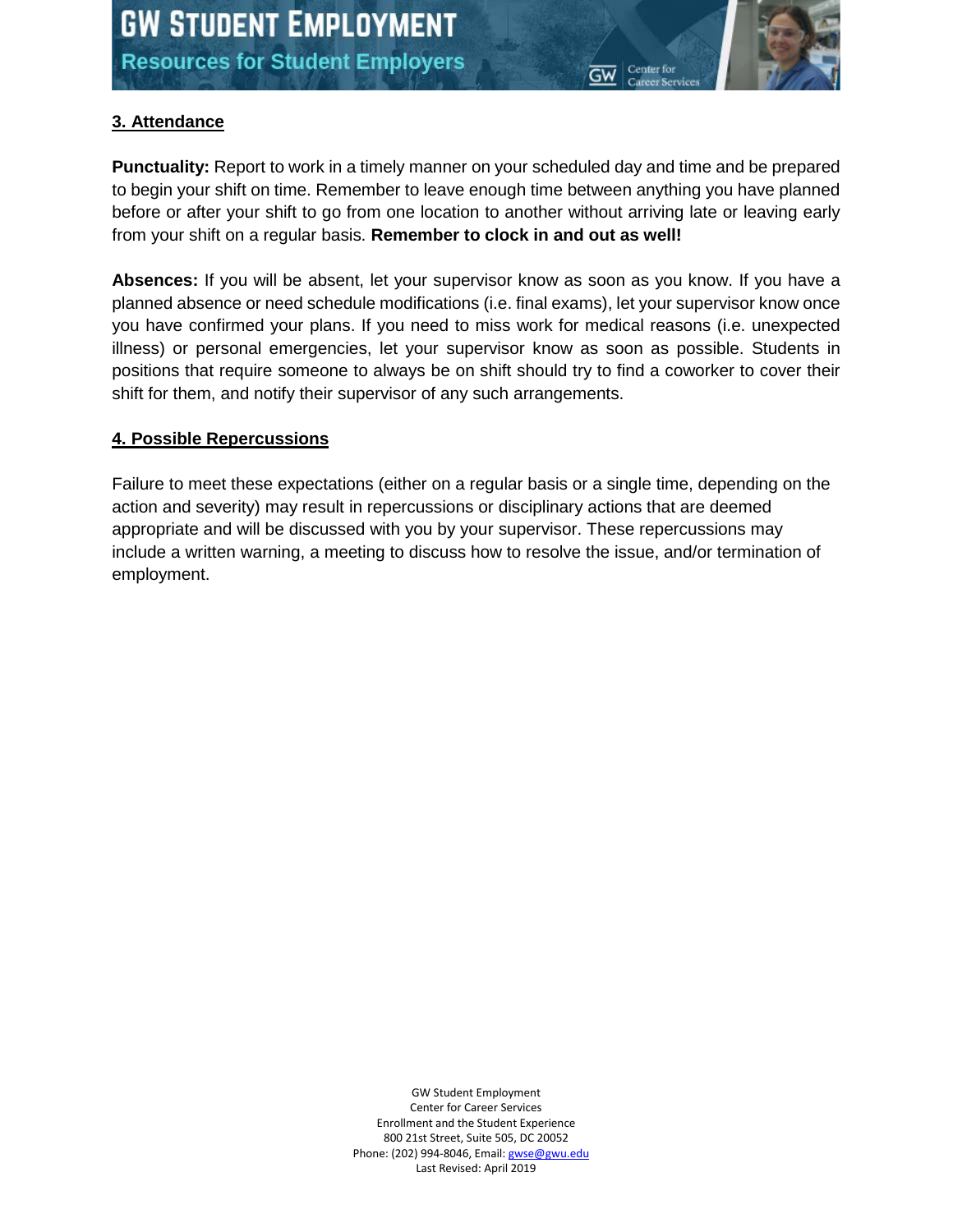## 3. Attendance

**Punctuality:** Report to work in a timely manner on your scheduled day and time and be prepared to begin your shift on time. Remember to leave enough time between anything you have planned before or after your shift to go from one location to another without arriving late or leaving early from your shift on a regular basis. **Remember to clock in and out as well!**

**Absences:** If you will be absent, let your supervisor know as soon as you know. If you have a planned absence or need schedule modifications (i.e. final exams), let your supervisor know once you have confirmed your plans. If you need to miss work for medical reasons (i.e. unexpected illness) or personal emergencies, let your supervisor know as soon as possible. Students in positions that require someone to always be on shift should try to find a coworker to cover their shift for them, and notify their supervisor of any such arrangements.

## 4. Possible Repercussions

Failure to meet these expectations (either on a regular basis or a single time, depending on the action and severity) may result in repercussions or disciplinary actions that are deemed appropriate and will be discussed with you by your supervisor. These repercussions may include a written warning, a meeting to discuss how to resolve the issue, and/or termination of employment.